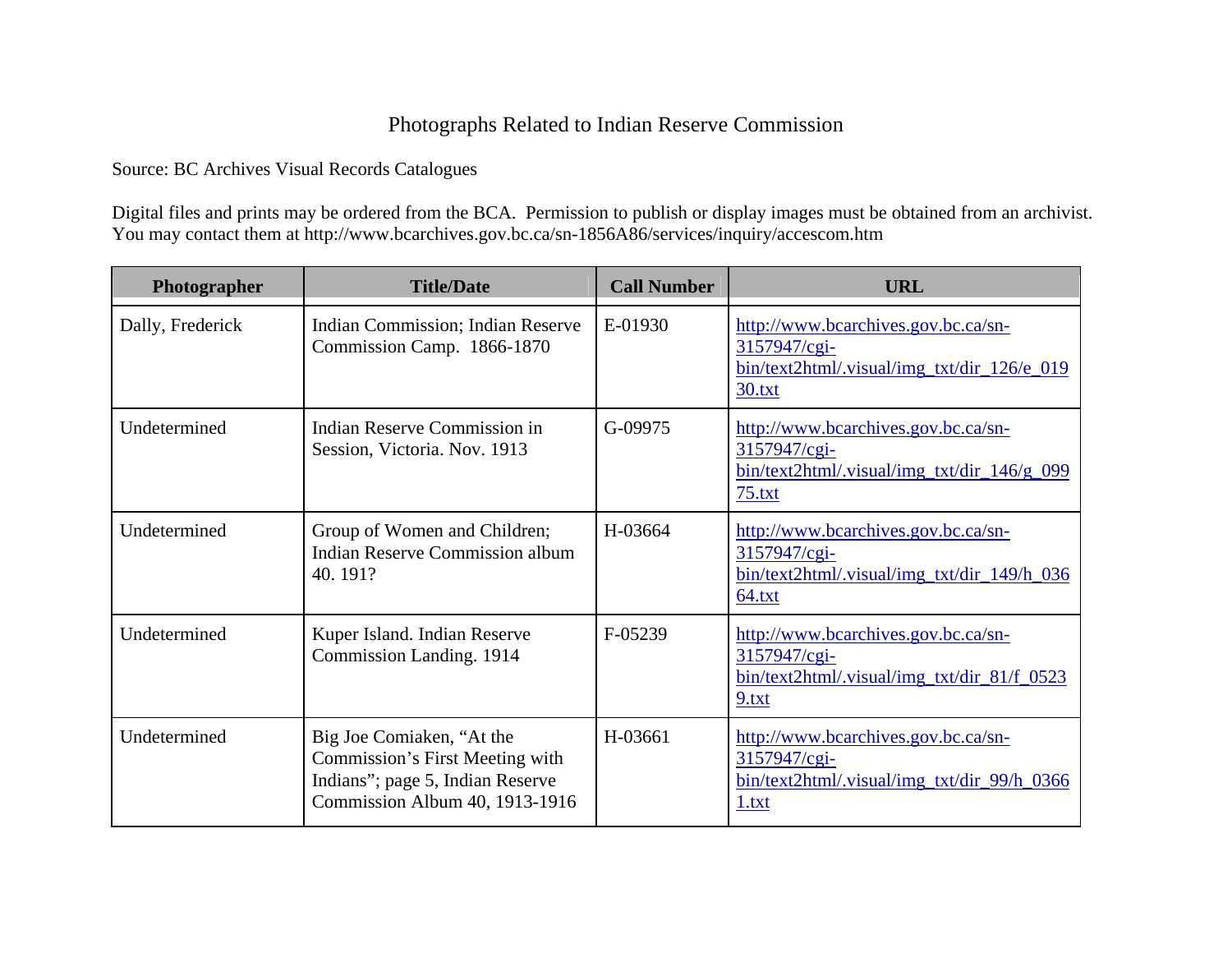# Photographs Related to Indian Reserve Commission

Source: BC Archives Visual Records Catalogues

Digital files and prints may be ordered from the BCA. Permission to publish or display images must be obtained from an archivist. You may contact them at http://www.bcarchives.gov.bc.ca/sn-1856A86/services/inquiry/accescom.htm

| Photographer | Title/Date | Call Number | URL |
|---|---|---|---|
| Dally, Frederick | Indian Commission; Indian Reserve Commission Camp. 1866-1870 | E-01930 | http://www.bcarchives.gov.bc.ca/sn-3157947/cgi-bin/text2html/.visual/img_txt/dir_126/e_01930.txt |
| Undetermined | Indian Reserve Commission in Session, Victoria. Nov. 1913 | G-09975 | http://www.bcarchives.gov.bc.ca/sn-3157947/cgi-bin/text2html/.visual/img_txt/dir_146/g_09975.txt |
| Undetermined | Group of Women and Children; Indian Reserve Commission album 40. 191? | H-03664 | http://www.bcarchives.gov.bc.ca/sn-3157947/cgi-bin/text2html/.visual/img_txt/dir_149/h_03664.txt |
| Undetermined | Kuper Island. Indian Reserve Commission Landing. 1914 | F-05239 | http://www.bcarchives.gov.bc.ca/sn-3157947/cgi-bin/text2html/.visual/img_txt/dir_81/f_05239.txt |
| Undetermined | Big Joe Comiaken, "At the Commission's First Meeting with Indians"; page 5, Indian Reserve Commission Album 40, 1913-1916 | H-03661 | http://www.bcarchives.gov.bc.ca/sn-3157947/cgi-bin/text2html/.visual/img_txt/dir_99/h_03661.txt |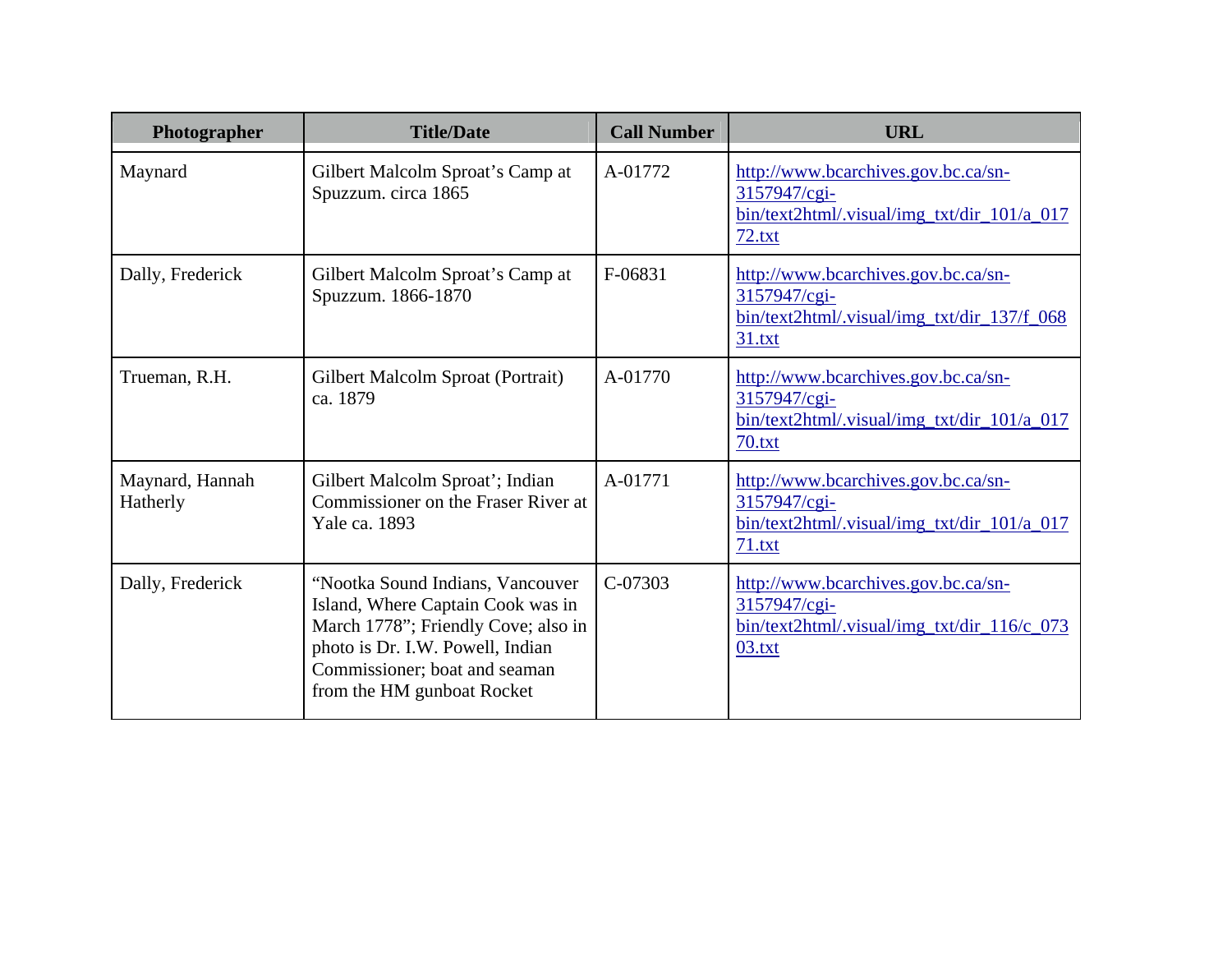| Photographer | Title/Date | Call Number | URL |
|---|---|---|---|
| Maynard | Gilbert Malcolm Sproat's Camp at Spuzzum. circa 1865 | A-01772 | http://www.bcarchives.gov.bc.ca/sn-3157947/cgi-bin/text2html/.visual/img_txt/dir_101/a_01772.txt |
| Dally, Frederick | Gilbert Malcolm Sproat's Camp at Spuzzum. 1866-1870 | F-06831 | http://www.bcarchives.gov.bc.ca/sn-3157947/cgi-bin/text2html/.visual/img_txt/dir_137/f_06831.txt |
| Trueman, R.H. | Gilbert Malcolm Sproat (Portrait) ca. 1879 | A-01770 | http://www.bcarchives.gov.bc.ca/sn-3157947/cgi-bin/text2html/.visual/img_txt/dir_101/a_01770.txt |
| Maynard, Hannah Hatherly | Gilbert Malcolm Sproat'; Indian Commissioner on the Fraser River at Yale ca. 1893 | A-01771 | http://www.bcarchives.gov.bc.ca/sn-3157947/cgi-bin/text2html/.visual/img_txt/dir_101/a_01771.txt |
| Dally, Frederick | "Nootka Sound Indians, Vancouver Island, Where Captain Cook was in March 1778"; Friendly Cove; also in photo is Dr. I.W. Powell, Indian Commissioner; boat and seaman from the HM gunboat Rocket | C-07303 | http://www.bcarchives.gov.bc.ca/sn-3157947/cgi-bin/text2html/.visual/img_txt/dir_116/c_07303.txt |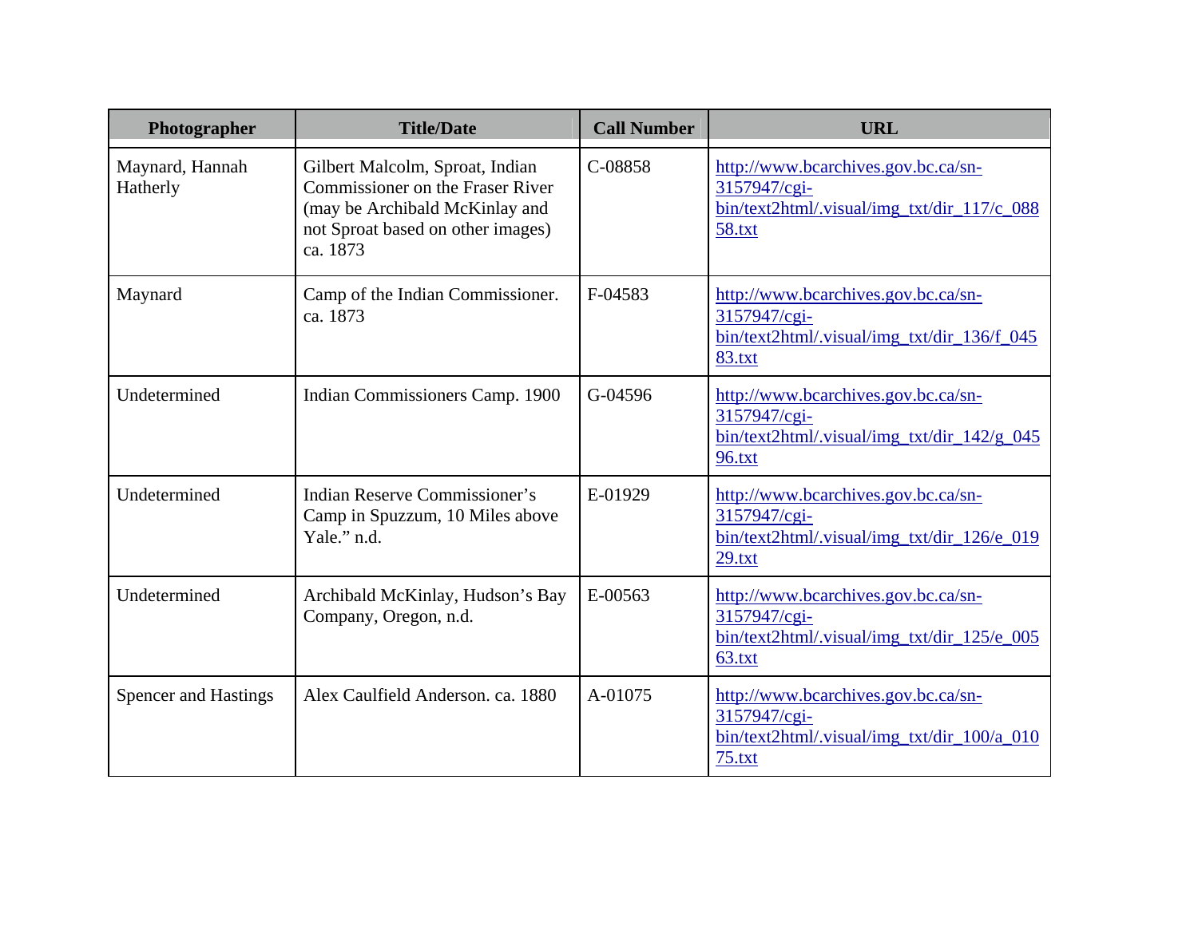| Photographer | Title/Date | Call Number | URL |
|---|---|---|---|
| Maynard, Hannah Hatherly | Gilbert Malcolm, Sproat, Indian Commissioner on the Fraser River (may be Archibald McKinlay and not Sproat based on other images) ca. 1873 | C-08858 | http://www.bcarchives.gov.bc.ca/sn-3157947/cgi-bin/text2html/.visual/img_txt/dir_117/c_08858.txt |
| Maynard | Camp of the Indian Commissioner. ca. 1873 | F-04583 | http://www.bcarchives.gov.bc.ca/sn-3157947/cgi-bin/text2html/.visual/img_txt/dir_136/f_04583.txt |
| Undetermined | Indian Commissioners Camp. 1900 | G-04596 | http://www.bcarchives.gov.bc.ca/sn-3157947/cgi-bin/text2html/.visual/img_txt/dir_142/g_04596.txt |
| Undetermined | Indian Reserve Commissioner's Camp in Spuzzum, 10 Miles above Yale." n.d. | E-01929 | http://www.bcarchives.gov.bc.ca/sn-3157947/cgi-bin/text2html/.visual/img_txt/dir_126/e_01929.txt |
| Undetermined | Archibald McKinlay, Hudson's Bay Company, Oregon, n.d. | E-00563 | http://www.bcarchives.gov.bc.ca/sn-3157947/cgi-bin/text2html/.visual/img_txt/dir_125/e_00563.txt |
| Spencer and Hastings | Alex Caulfield Anderson. ca. 1880 | A-01075 | http://www.bcarchives.gov.bc.ca/sn-3157947/cgi-bin/text2html/.visual/img_txt/dir_100/a_01075.txt |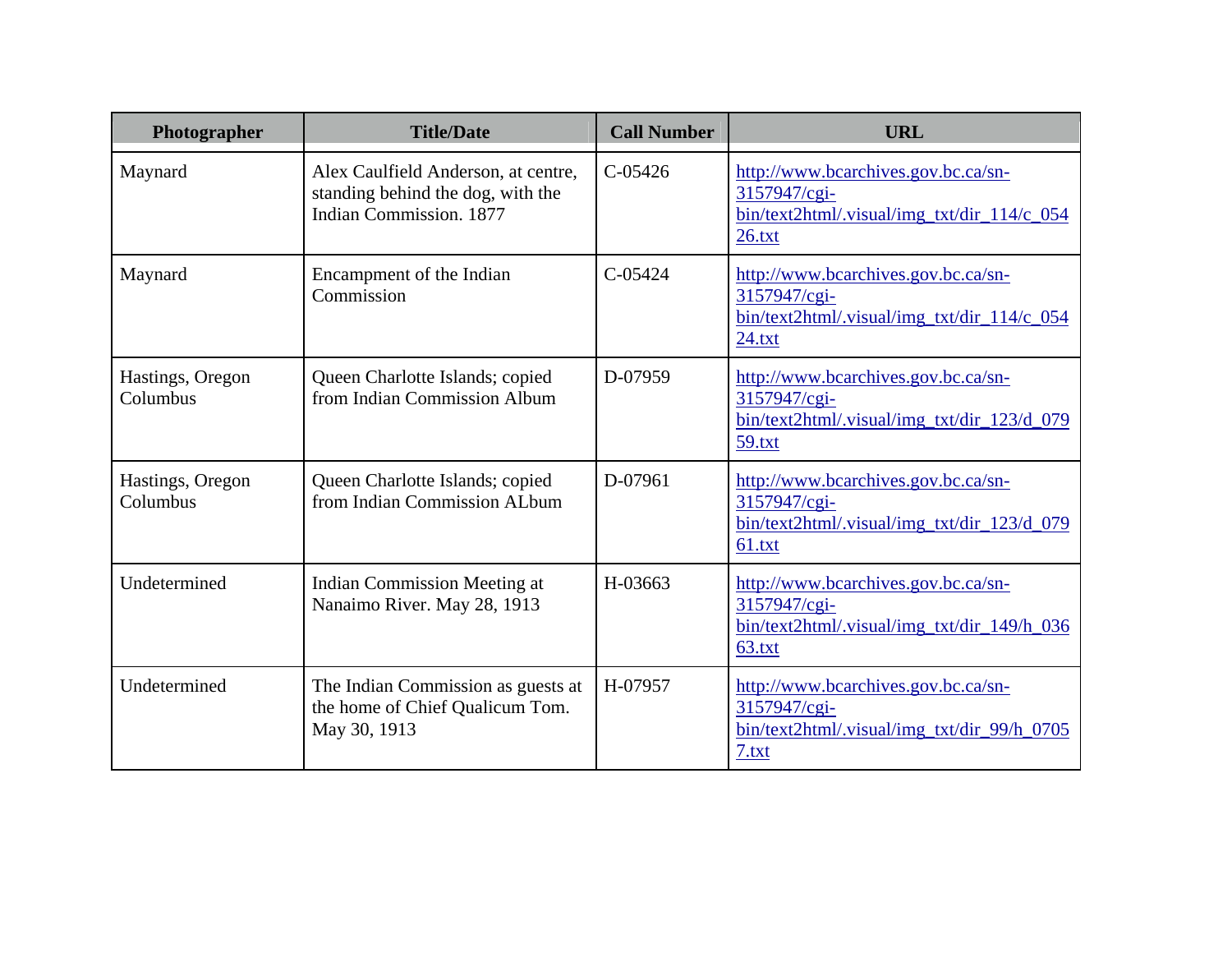| Photographer | Title/Date | Call Number | URL |
| --- | --- | --- | --- |
| Maynard | Alex Caulfield Anderson, at centre, standing behind the dog, with the Indian Commission. 1877 | C-05426 | http://www.bcarchives.gov.bc.ca/sn-3157947/cgi-bin/text2html/.visual/img_txt/dir_114/c_05426.txt |
| Maynard | Encampment of the Indian Commission | C-05424 | http://www.bcarchives.gov.bc.ca/sn-3157947/cgi-bin/text2html/.visual/img_txt/dir_114/c_05424.txt |
| Hastings, Oregon Columbus | Queen Charlotte Islands; copied from Indian Commission Album | D-07959 | http://www.bcarchives.gov.bc.ca/sn-3157947/cgi-bin/text2html/.visual/img_txt/dir_123/d_07959.txt |
| Hastings, Oregon Columbus | Queen Charlotte Islands; copied from Indian Commission ALbum | D-07961 | http://www.bcarchives.gov.bc.ca/sn-3157947/cgi-bin/text2html/.visual/img_txt/dir_123/d_07961.txt |
| Undetermined | Indian Commission Meeting at Nanaimo River. May 28, 1913 | H-03663 | http://www.bcarchives.gov.bc.ca/sn-3157947/cgi-bin/text2html/.visual/img_txt/dir_149/h_03663.txt |
| Undetermined | The Indian Commission as guests at the home of Chief Qualicum Tom. May 30, 1913 | H-07957 | http://www.bcarchives.gov.bc.ca/sn-3157947/cgi-bin/text2html/.visual/img_txt/dir_99/h_07057.txt |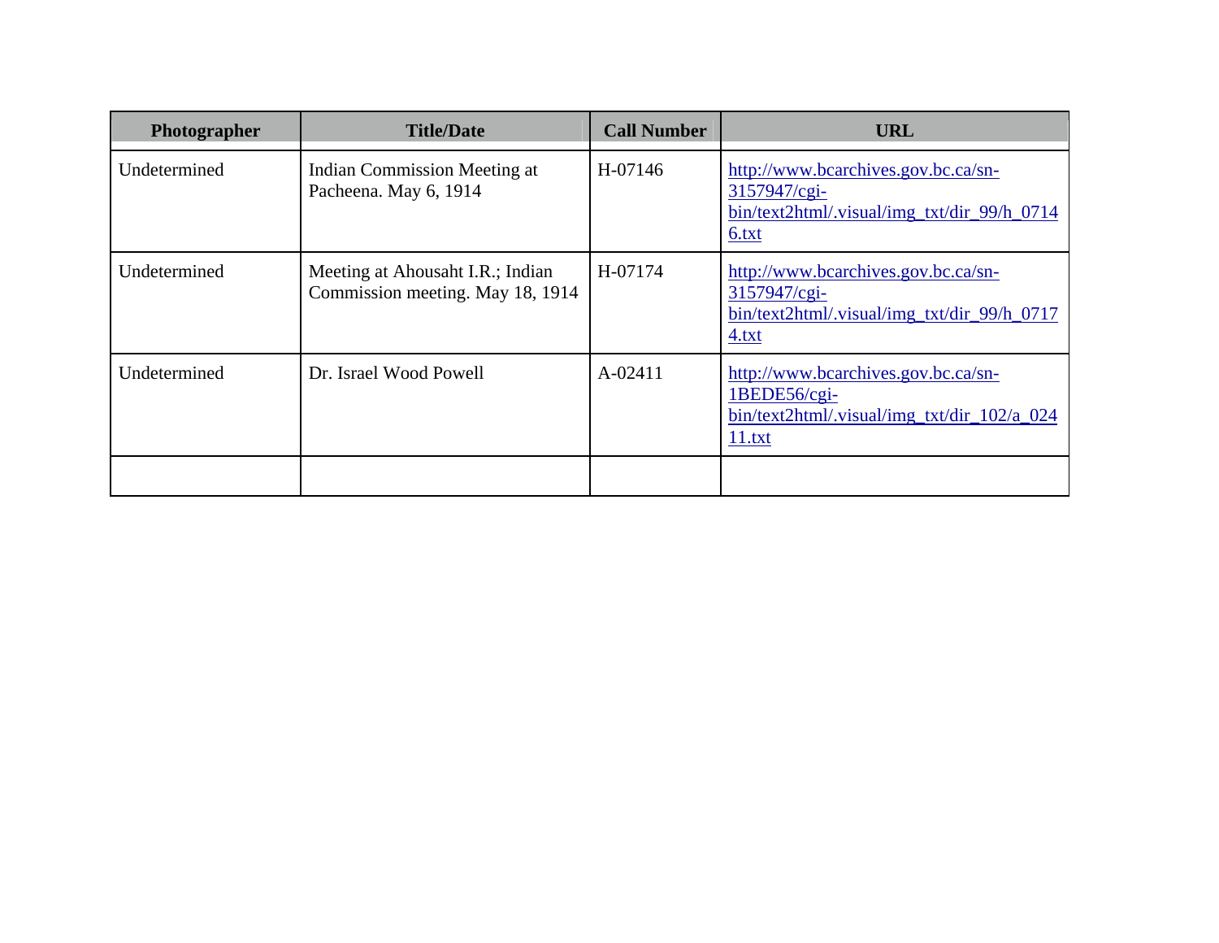| Photographer | Title/Date | Call Number | URL |
| --- | --- | --- | --- |
| Undetermined | Indian Commission Meeting at Pacheena. May 6, 1914 | H-07146 | http://www.bcarchives.gov.bc.ca/sn-3157947/cgi-bin/text2html/.visual/img_txt/dir_99/h_07146.txt |
| Undetermined | Meeting at Ahousaht I.R.; Indian Commission meeting. May 18, 1914 | H-07174 | http://www.bcarchives.gov.bc.ca/sn-3157947/cgi-bin/text2html/.visual/img_txt/dir_99/h_07174.txt |
| Undetermined | Dr. Israel Wood Powell | A-02411 | http://www.bcarchives.gov.bc.ca/sn-1BEDE56/cgi-bin/text2html/.visual/img_txt/dir_102/a_02411.txt |
| | | | |